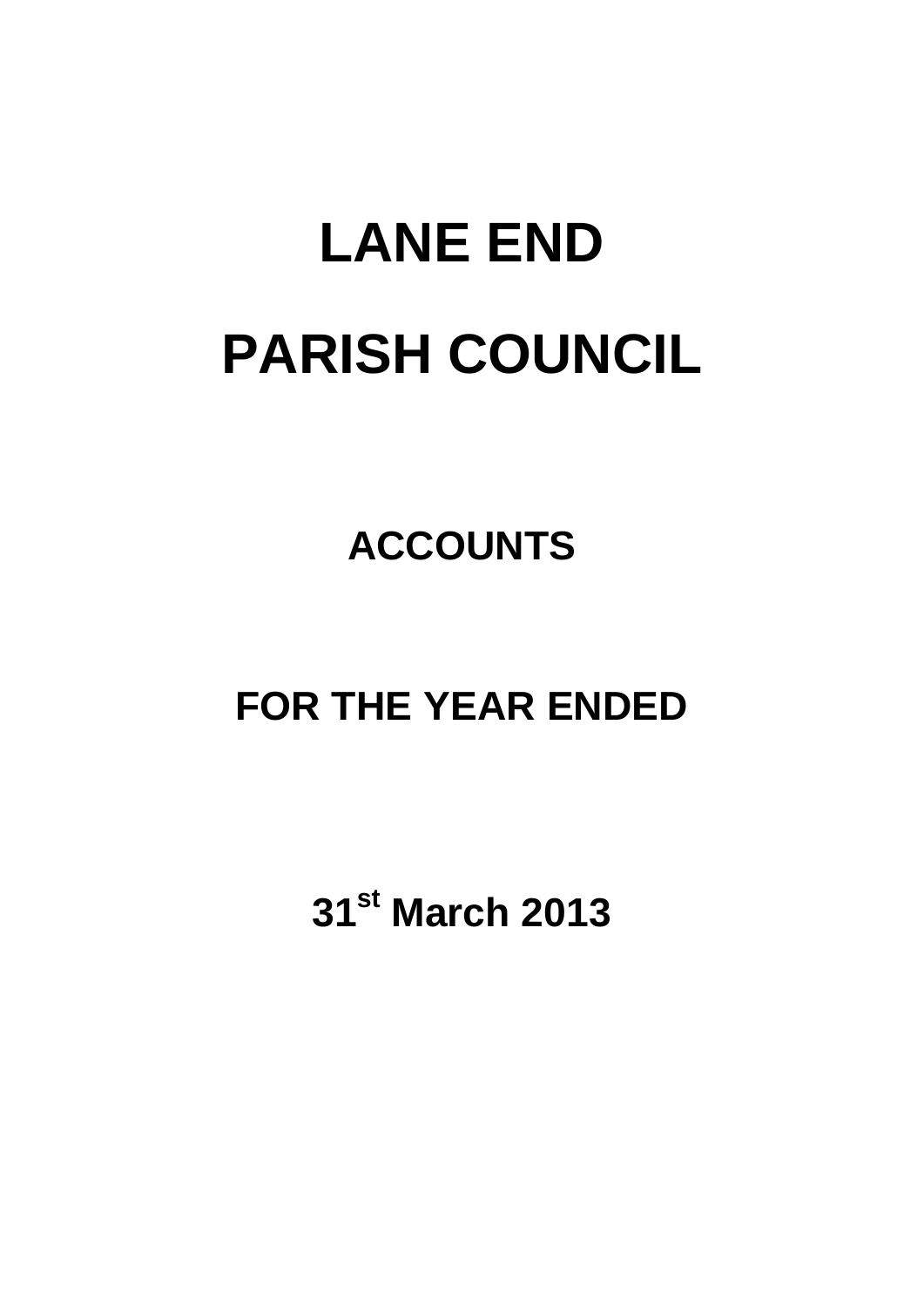# LANE END

# PARISH COUNCIL

## ACCOUNTS

## FOR THE YEAR ENDED

## 31st March 2013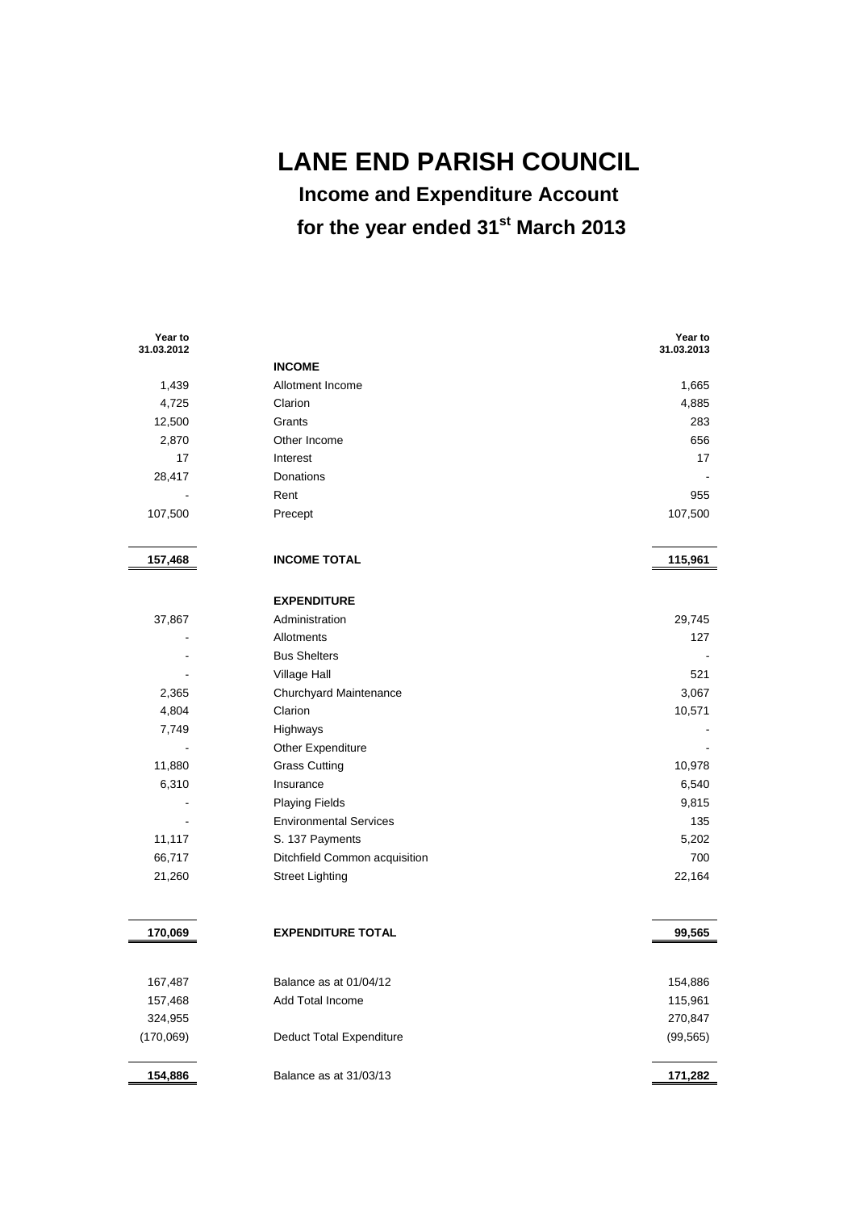# LANE END PARISH COUNCIL

## Income and Expenditure Account

## for the year ended 31st March 2013

| Year to 31.03.2012 | | Year to 31.03.2013 |
|---:|---|---:|
| | **INCOME** | |
| 1,439 | Allotment Income | 1,665 |
| 4,725 | Clarion | 4,885 |
| 12,500 | Grants | 283 |
| 2,870 | Other Income | 656 |
| 17 | Interest | 17 |
| 28,417 | Donations | - |
| - | Rent | 955 |
| 107,500 | Precept | 107,500 |
| **157,468** | **INCOME TOTAL** | **115,961** |
| | **EXPENDITURE** | |
| 37,867 | Administration | 29,745 |
| - | Allotments | 127 |
| - | Bus Shelters | - |
| - | Village Hall | 521 |
| 2,365 | Churchyard Maintenance | 3,067 |
| 4,804 | Clarion | 10,571 |
| 7,749 | Highways | - |
| - | Other Expenditure | - |
| 11,880 | Grass Cutting | 10,978 |
| 6,310 | Insurance | 6,540 |
| - | Playing Fields | 9,815 |
| - | Environmental Services | 135 |
| 11,117 | S. 137 Payments | 5,202 |
| 66,717 | Ditchfield Common acquisition | 700 |
| 21,260 | Street Lighting | 22,164 |
| **170,069** | **EXPENDITURE TOTAL** | **99,565** |
| 167,487 | Balance as at 01/04/12 | 154,886 |
| 157,468 | Add Total Income | 115,961 |
| 324,955 | | 270,847 |
| (170,069) | Deduct Total Expenditure | (99,565) |
| **154,886** | Balance as at 31/03/13 | **171,282** |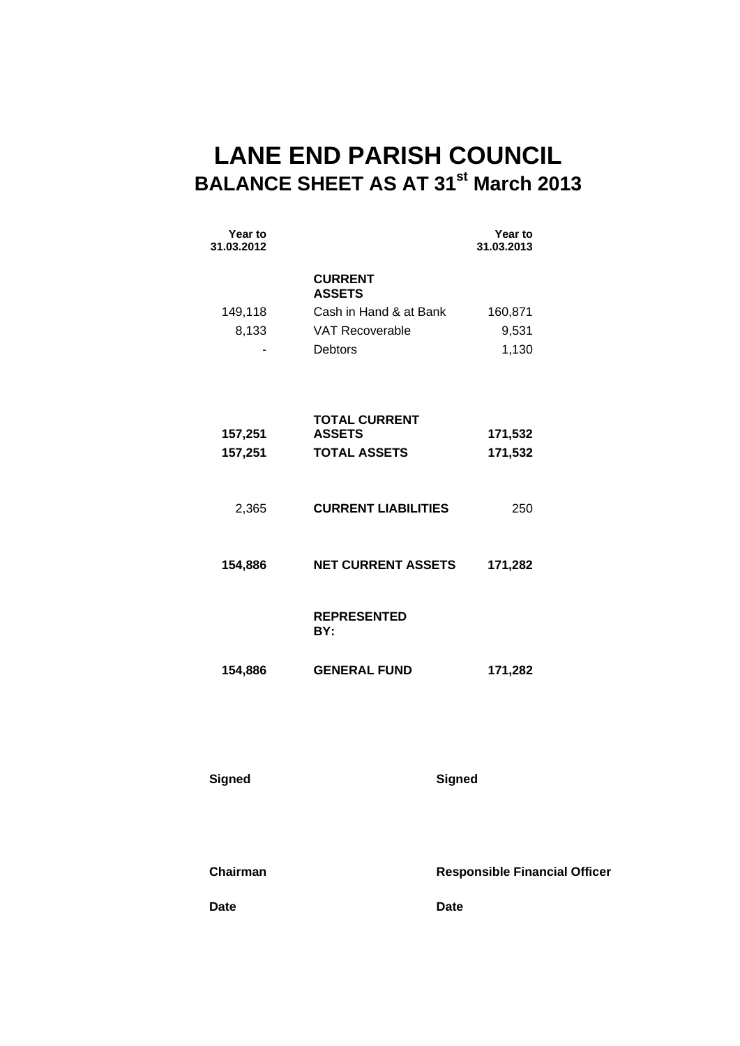# LANE END PARISH COUNCIL
## BALANCE SHEET AS AT 31st March 2013

| Year to 31.03.2012 | | Year to 31.03.2013 |
|---|---|---|
| | **CURRENT ASSETS** | |
| 149,118 | Cash in Hand & at Bank | 160,871 |
| 8,133 | VAT Recoverable | 9,531 |
| - | Debtors | 1,130 |
| **157,251** | **TOTAL CURRENT ASSETS** | **171,532** |
| **157,251** | **TOTAL ASSETS** | **171,532** |
| 2,365 | **CURRENT LIABILITIES** | 250 |
| **154,886** | **NET CURRENT ASSETS** | **171,282** |
| | **REPRESENTED BY:** | |
| **154,886** | **GENERAL FUND** | **171,282** |

**Signed** | **Signed**

**Chairman** | **Responsible Financial Officer**

**Date** | **Date**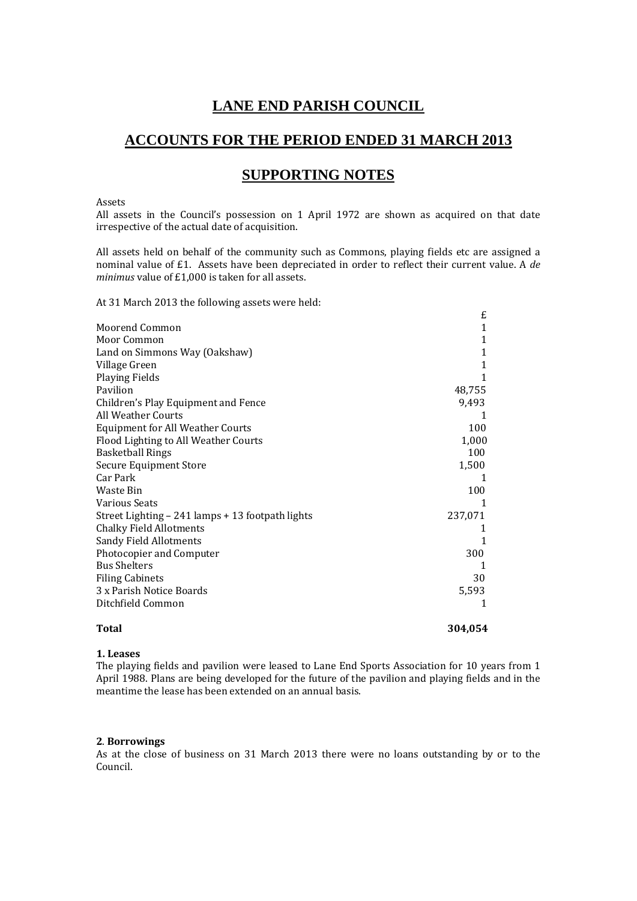# LANE END PARISH COUNCIL

## ACCOUNTS FOR THE PERIOD ENDED 31 MARCH 2013

## SUPPORTING NOTES

Assets

All assets in the Council's possession on 1 April 1972 are shown as acquired on that date irrespective of the actual date of acquisition.

All assets held on behalf of the community such as Commons, playing fields etc are assigned a nominal value of £1. Assets have been depreciated in order to reflect their current value. A *de minimus* value of £1,000 is taken for all assets.

At 31 March 2013 the following assets were held:

| | £ |
|---|---|
| Moorend Common | 1 |
| Moor Common | 1 |
| Land on Simmons Way (Oakshaw) | 1 |
| Village Green | 1 |
| Playing Fields | 1 |
| Pavilion | 48,755 |
| Children's Play Equipment and Fence | 9,493 |
| All Weather Courts | 1 |
| Equipment for All Weather Courts | 100 |
| Flood Lighting to All Weather Courts | 1,000 |
| Basketball Rings | 100 |
| Secure Equipment Store | 1,500 |
| Car Park | 1 |
| Waste Bin | 100 |
| Various Seats | 1 |
| Street Lighting – 241 lamps + 13 footpath lights | 237,071 |
| Chalky Field Allotments | 1 |
| Sandy Field Allotments | 1 |
| Photocopier and Computer | 300 |
| Bus Shelters | 1 |
| Filing Cabinets | 30 |
| 3 x Parish Notice Boards | 5,593 |
| Ditchfield Common | 1 |
| **Total** | **304,054** |

**1. Leases**

The playing fields and pavilion were leased to Lane End Sports Association for 10 years from 1 April 1988. Plans are being developed for the future of the pavilion and playing fields and in the meantime the lease has been extended on an annual basis.

**2. Borrowings**

As at the close of business on 31 March 2013 there were no loans outstanding by or to the Council.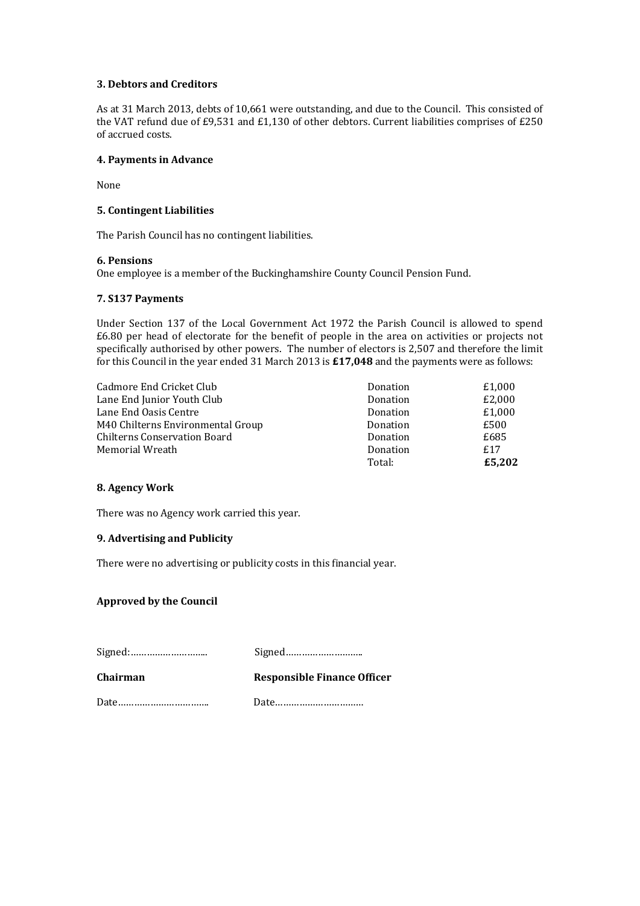### 3. Debtors and Creditors

As at 31 March 2013, debts of 10,661 were outstanding, and due to the Council. This consisted of the VAT refund due of £9,531 and £1,130 of other debtors. Current liabilities comprises of £250 of accrued costs.

### 4. Payments in Advance

None

### 5. Contingent Liabilities

The Parish Council has no contingent liabilities.

### 6. Pensions

One employee is a member of the Buckinghamshire County Council Pension Fund.

### 7. S137 Payments

Under Section 137 of the Local Government Act 1972 the Parish Council is allowed to spend £6.80 per head of electorate for the benefit of people in the area on activities or projects not specifically authorised by other powers. The number of electors is 2,507 and therefore the limit for this Council in the year ended 31 March 2013 is **£17,048** and the payments were as follows:

| | | |
|---|---|---|
| Cadmore End Cricket Club | Donation | £1,000 |
| Lane End Junior Youth Club | Donation | £2,000 |
| Lane End Oasis Centre | Donation | £1,000 |
| M40 Chilterns Environmental Group | Donation | £500 |
| Chilterns Conservation Board | Donation | £685 |
| Memorial Wreath | Donation | £17 |
| | Total: | **£5,202** |

### 8. Agency Work

There was no Agency work carried this year.

### 9. Advertising and Publicity

There were no advertising or publicity costs in this financial year.

**Approved by the Council**

Signed:……………………….. Signed………………………..

**Chairman** **Responsible Finance Officer**

Date………………………….. Date……………………………